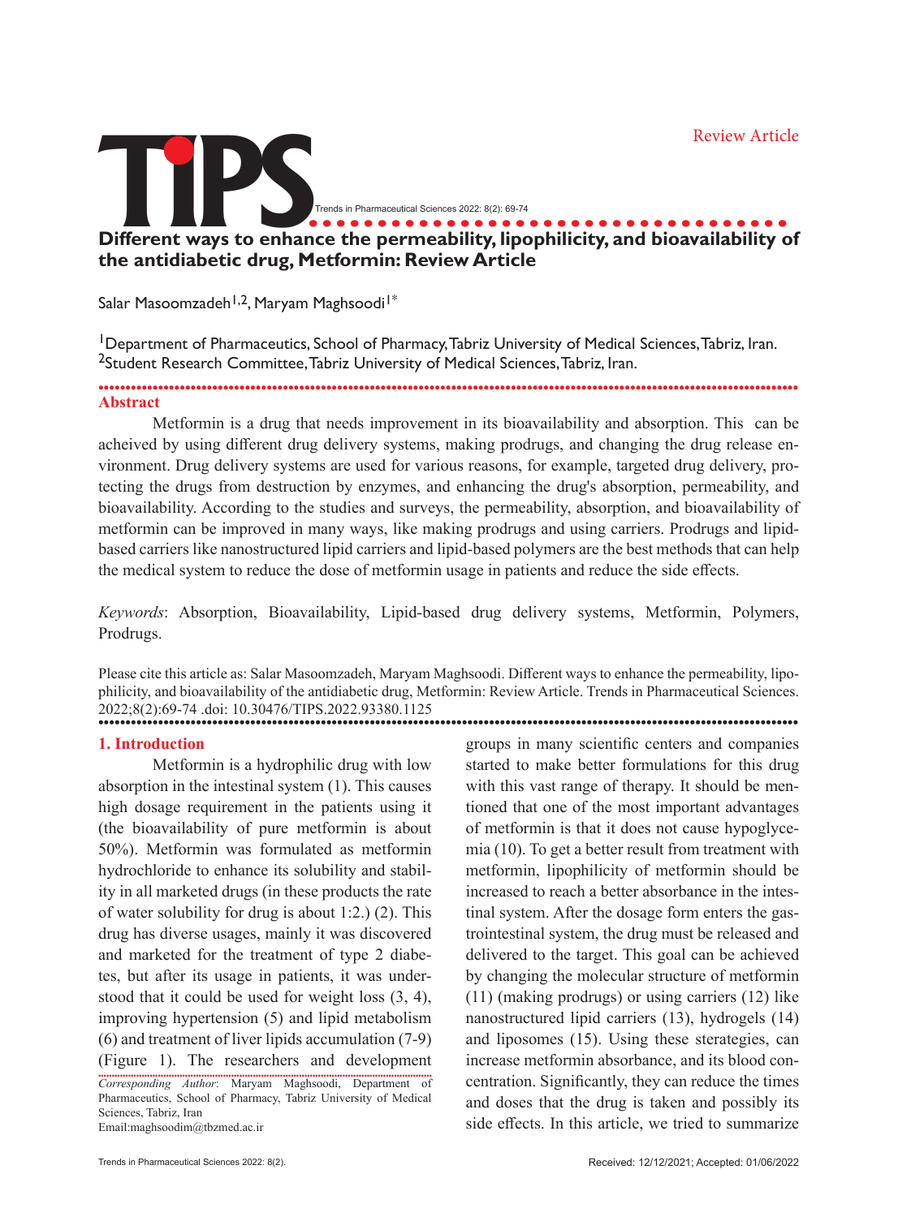Review Article

# Different ways to enhance the permeability, lipophilicity, and bioavailability of the antidiabetic drug, Metformin: Review Article

Salar Masoomzadeh[1,2], Maryam Maghsoodi[1*]

[1]Department of Pharmaceutics, School of Pharmacy, Tabriz University of Medical Sciences, Tabriz, Iran.
[2]Student Research Committee, Tabriz University of Medical Sciences, Tabriz, Iran.

## Abstract

Metformin is a drug that needs improvement in its bioavailability and absorption. This can be acheived by using different drug delivery systems, making prodrugs, and changing the drug release environment. Drug delivery systems are used for various reasons, for example, targeted drug delivery, protecting the drugs from destruction by enzymes, and enhancing the drug's absorption, permeability, and bioavailability. According to the studies and surveys, the permeability, absorption, and bioavailability of metformin can be improved in many ways, like making prodrugs and using carriers. Prodrugs and lipid-based carriers like nanostructured lipid carriers and lipid-based polymers are the best methods that can help the medical system to reduce the dose of metformin usage in patients and reduce the side effects.

*Keywords*: Absorption, Bioavailability, Lipid-based drug delivery systems, Metformin, Polymers, Prodrugs.

Please cite this article as: Salar Masoomzadeh, Maryam Maghsoodi. Different ways to enhance the permeability, lipophilicity, and bioavailability of the antidiabetic drug, Metformin: Review Article. Trends in Pharmaceutical Sciences. 2022;8(2):69-74 .doi: 10.30476/TIPS.2022.93380.1125

## 1. Introduction

Metformin is a hydrophilic drug with low absorption in the intestinal system (1). This causes high dosage requirement in the patients using it (the bioavailability of pure metformin is about 50%). Metformin was formulated as metformin hydrochloride to enhance its solubility and stability in all marketed drugs (in these products the rate of water solubility for drug is about 1:2.) (2). This drug has diverse usages, mainly it was discovered and marketed for the treatment of type 2 diabetes, but after its usage in patients, it was understood that it could be used for weight loss (3, 4), improving hypertension (5) and lipid metabolism (6) and treatment of liver lipids accumulation (7-9) (Figure 1). The researchers and development groups in many scientific centers and companies started to make better formulations for this drug with this vast range of therapy. It should be mentioned that one of the most important advantages of metformin is that it does not cause hypoglycemia (10). To get a better result from treatment with metformin, lipophilicity of metformin should be increased to reach a better absorbance in the intestinal system. After the dosage form enters the gastrointestinal system, the drug must be released and delivered to the target. This goal can be achieved by changing the molecular structure of metformin (11) (making prodrugs) or using carriers (12) like nanostructured lipid carriers (13), hydrogels (14) and liposomes (15). Using these sterategies, can increase metformin absorbance, and its blood concentration. Significantly, they can reduce the times and doses that the drug is taken and possibly its side effects. In this article, we tried to summarize

*Corresponding Author*: Maryam Maghsoodi, Department of Pharmaceutics, School of Pharmacy, Tabriz University of Medical Sciences, Tabriz, Iran
Email:maghsoodim@tbzmed.ac.ir

Received: 12/12/2021; Accepted: 01/06/2022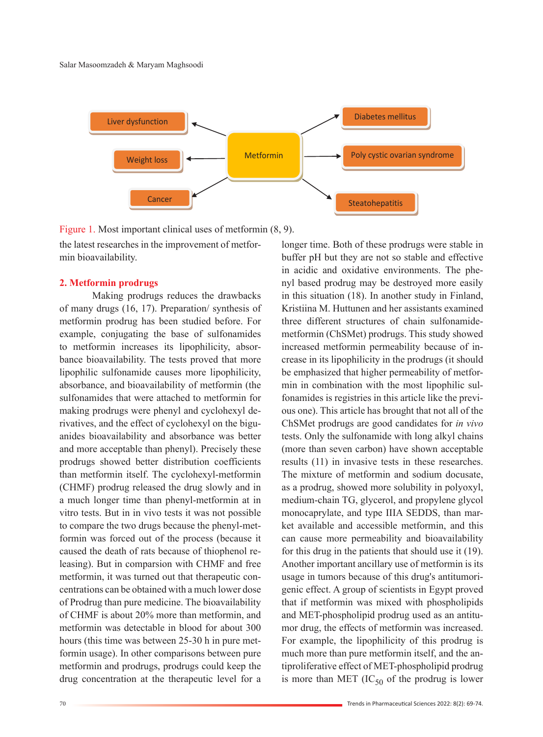Figure 1. Most important clinical uses of metformin (8, 9).

the latest researches in the improvement of metformin bioavailability.

## 2. Metformin prodrugs

Making prodrugs reduces the drawbacks of many drugs (16, 17). Preparation/ synthesis of metformin prodrug has been studied before. For example, conjugating the base of sulfonamides to metformin increases its lipophilicity, absorbance bioavailability. The tests proved that more lipophilic sulfonamide causes more lipophilicity, absorbance, and bioavailability of metformin (the sulfonamides that were attached to metformin for making prodrugs were phenyl and cyclohexyl derivatives, and the effect of cyclohexyl on the biguanides bioavailability and absorbance was better and more acceptable than phenyl). Precisely these prodrugs showed better distribution coefficients than metformin itself. The cyclohexyl-metformin (CHMF) prodrug released the drug slowly and in a much longer time than phenyl-metformin at in vitro tests. But in in vivo tests it was not possible to compare the two drugs because the phenyl-metformin was forced out of the process (because it caused the death of rats because of thiophenol releasing). But in comparsion with CHMF and free metformin, it was turned out that therapeutic concentrations can be obtained with a much lower dose of Prodrug than pure medicine. The bioavailability of CHMF is about 20% more than metformin, and metformin was detectable in blood for about 300 hours (this time was between 25-30 h in pure metformin usage). In other comparisons between pure metformin and prodrugs, prodrugs could keep the drug concentration at the therapeutic level for a longer time. Both of these prodrugs were stable in buffer pH but they are not so stable and effective in acidic and oxidative environments. The phenyl based prodrug may be destroyed more easily in this situation (18). In another study in Finland, Kristiina M. Huttunen and her assistants examined three different structures of chain sulfonamide-metformin (ChSMet) prodrugs. This study showed increased metformin permeability because of increase in its lipophilicity in the prodrugs (it should be emphasized that higher permeability of metformin in combination with the most lipophilic sulfonamides is registries in this article like the previous one). This article has brought that not all of the ChSMet prodrugs are good candidates for *in vivo* tests. Only the sulfonamide with long alkyl chains (more than seven carbon) have shown acceptable results (11) in invasive tests in these researches. The mixture of metformin and sodium docusate, as a prodrug, showed more solubility in polyoxyl, medium-chain TG, glycerol, and propylene glycol monocaprylate, and type IIIA SEDDS, than market available and accessible metformin, and this can cause more permeability and bioavailability for this drug in the patients that should use it (19). Another important ancillary use of metformin is its usage in tumors because of this drug's antitumorigenic effect. A group of scientists in Egypt proved that if metformin was mixed with phospholipids and MET-phospholipid prodrug used as an antitumor drug, the effects of metformin was increased. For example, the lipophilicity of this prodrug is much more than pure metformin itself, and the antiproliferative effect of MET-phospholipid prodrug is more than MET ($IC_{50}$ of the prodrug is lower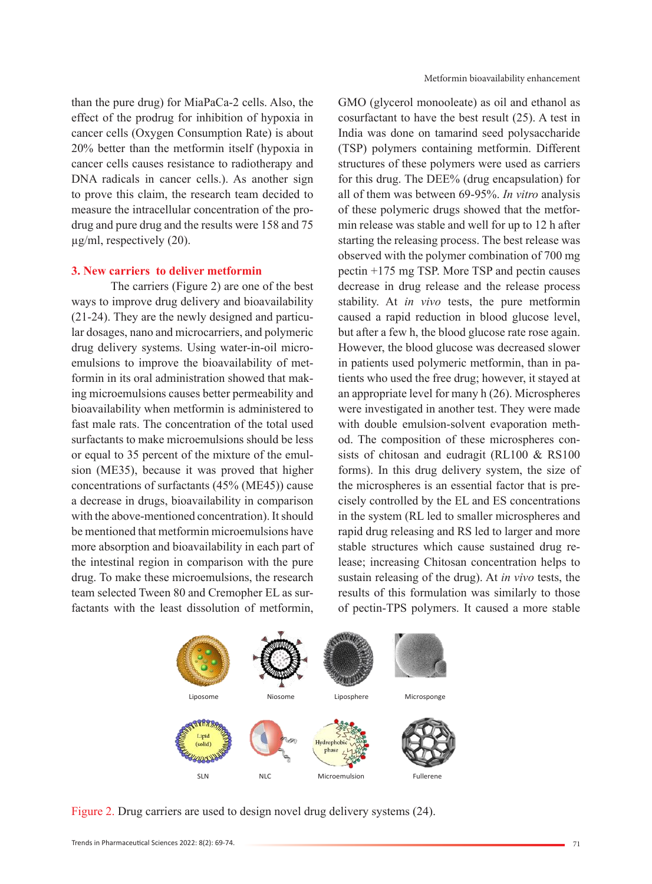than the pure drug) for MiaPaCa-2 cells. Also, the effect of the prodrug for inhibition of hypoxia in cancer cells (Oxygen Consumption Rate) is about 20% better than the metformin itself (hypoxia in cancer cells causes resistance to radiotherapy and DNA radicals in cancer cells.). As another sign to prove this claim, the research team decided to measure the intracellular concentration of the prodrug and pure drug and the results were 158 and 75 μg/ml, respectively (20).

## 3. New carriers to deliver metformin

The carriers (Figure 2) are one of the best ways to improve drug delivery and bioavailability (21-24). They are the newly designed and particular dosages, nano and microcarriers, and polymeric drug delivery systems. Using water-in-oil microemulsions to improve the bioavailability of metformin in its oral administration showed that making microemulsions causes better permeability and bioavailability when metformin is administered to fast male rats. The concentration of the total used surfactants to make microemulsions should be less or equal to 35 percent of the mixture of the emulsion (ME35), because it was proved that higher concentrations of surfactants (45% (ME45)) cause a decrease in drugs, bioavailability in comparison with the above-mentioned concentration). It should be mentioned that metformin microemulsions have more absorption and bioavailability in each part of the intestinal region in comparison with the pure drug. To make these microemulsions, the research team selected Tween 80 and Cremopher EL as surfactants with the least dissolution of metformin, GMO (glycerol monooleate) as oil and ethanol as cosurfactant to have the best result (25). A test in India was done on tamarind seed polysaccharide (TSP) polymers containing metformin. Different structures of these polymers were used as carriers for this drug. The DEE% (drug encapsulation) for all of them was between 69-95%. *In vitro* analysis of these polymeric drugs showed that the metformin release was stable and well for up to 12 h after starting the releasing process. The best release was observed with the polymer combination of 700 mg pectin +175 mg TSP. More TSP and pectin causes decrease in drug release and the release process stability. At *in vivo* tests, the pure metformin caused a rapid reduction in blood glucose level, but after a few h, the blood glucose rate rose again. However, the blood glucose was decreased slower in patients used polymeric metformin, than in patients who used the free drug; however, it stayed at an appropriate level for many h (26). Microspheres were investigated in another test. They were made with double emulsion-solvent evaporation method. The composition of these microspheres consists of chitosan and eudragit (RL100 & RS100 forms). In this drug delivery system, the size of the microspheres is an essential factor that is precisely controlled by the EL and ES concentrations in the system (RL led to smaller microspheres and rapid drug releasing and RS led to larger and more stable structures which cause sustained drug release; increasing Chitosan concentration helps to sustain releasing of the drug). At *in vivo* tests, the results of this formulation was similarly to those of pectin-TPS polymers. It caused a more stable

Figure 2. Drug carriers are used to design novel drug delivery systems (24).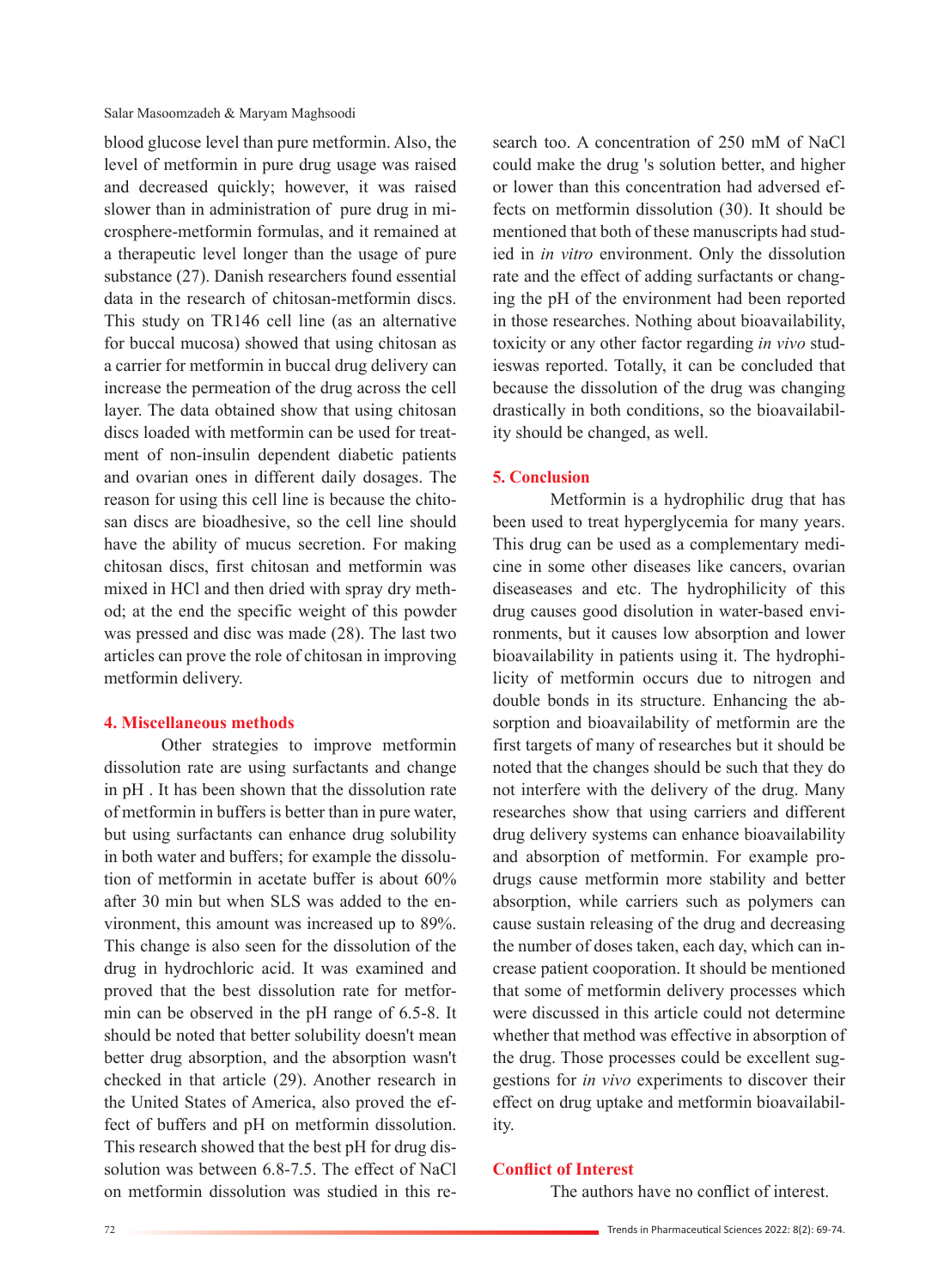blood glucose level than pure metformin. Also, the level of metformin in pure drug usage was raised and decreased quickly; however, it was raised slower than in administration of pure drug in microsphere-metformin formulas, and it remained at a therapeutic level longer than the usage of pure substance (27). Danish researchers found essential data in the research of chitosan-metformin discs. This study on TR146 cell line (as an alternative for buccal mucosa) showed that using chitosan as a carrier for metformin in buccal drug delivery can increase the permeation of the drug across the cell layer. The data obtained show that using chitosan discs loaded with metformin can be used for treatment of non-insulin dependent diabetic patients and ovarian ones in different daily dosages. The reason for using this cell line is because the chitosan discs are bioadhesive, so the cell line should have the ability of mucus secretion. For making chitosan discs, first chitosan and metformin was mixed in HCl and then dried with spray dry method; at the end the specific weight of this powder was pressed and disc was made (28). The last two articles can prove the role of chitosan in improving metformin delivery.

## 4. Miscellaneous methods

Other strategies to improve metformin dissolution rate are using surfactants and change in pH . It has been shown that the dissolution rate of metformin in buffers is better than in pure water, but using surfactants can enhance drug solubility in both water and buffers; for example the dissolution of metformin in acetate buffer is about 60% after 30 min but when SLS was added to the environment, this amount was increased up to 89%. This change is also seen for the dissolution of the drug in hydrochloric acid. It was examined and proved that the best dissolution rate for metformin can be observed in the pH range of 6.5-8. It should be noted that better solubility doesn't mean better drug absorption, and the absorption wasn't checked in that article (29). Another research in the United States of America, also proved the effect of buffers and pH on metformin dissolution. This research showed that the best pH for drug dissolution was between 6.8-7.5. The effect of NaCl on metformin dissolution was studied in this research too. A concentration of 250 mM of NaCl could make the drug 's solution better, and higher or lower than this concentration had adversed effects on metformin dissolution (30). It should be mentioned that both of these manuscripts had studied in *in vitro* environment. Only the dissolution rate and the effect of adding surfactants or changing the pH of the environment had been reported in those researches. Nothing about bioavailability, toxicity or any other factor regarding *in vivo* studieswas reported. Totally, it can be concluded that because the dissolution of the drug was changing drastically in both conditions, so the bioavailability should be changed, as well.

## 5. Conclusion

Metformin is a hydrophilic drug that has been used to treat hyperglycemia for many years. This drug can be used as a complementary medicine in some other diseases like cancers, ovarian diseaseases and etc. The hydrophilicity of this drug causes good disolution in water-based environments, but it causes low absorption and lower bioavailability in patients using it. The hydrophilicity of metformin occurs due to nitrogen and double bonds in its structure. Enhancing the absorption and bioavailability of metformin are the first targets of many of researches but it should be noted that the changes should be such that they do not interfere with the delivery of the drug. Many researches show that using carriers and different drug delivery systems can enhance bioavailability and absorption of metformin. For example prodrugs cause metformin more stability and better absorption, while carriers such as polymers can cause sustain releasing of the drug and decreasing the number of doses taken, each day, which can increase patient cooperation. It should be mentioned that some of metformin delivery processes which were discussed in this article could not determine whether that method was effective in absorption of the drug. Those processes could be excellent suggestions for *in vivo* experiments to discover their effect on drug uptake and metformin bioavailability.

## Conflict of Interest

The authors have no conflict of interest.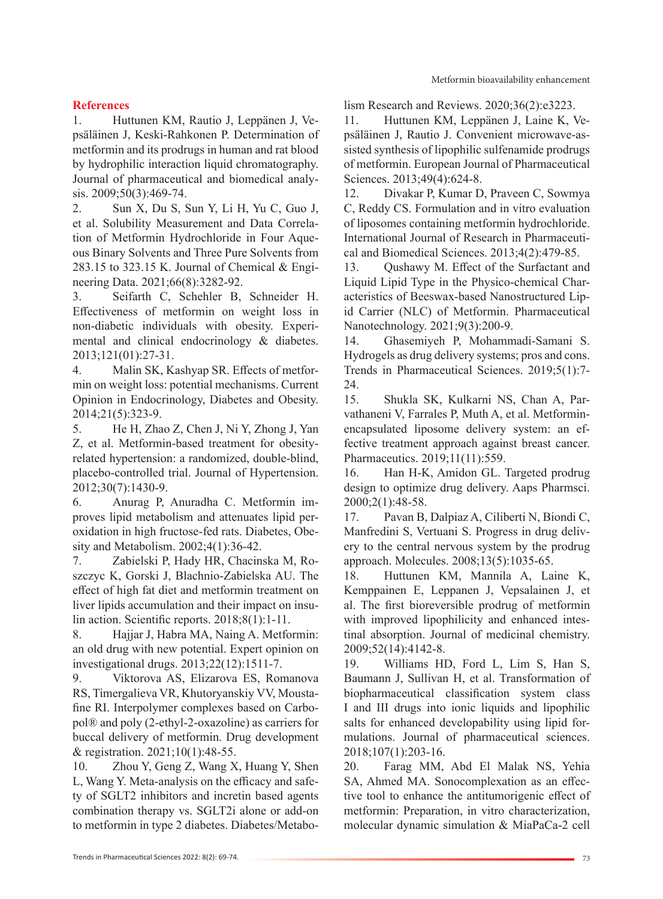## References

1. Huttunen KM, Rautio J, Leppänen J, Vepsäläinen J, Keski-Rahkonen P. Determination of metformin and its prodrugs in human and rat blood by hydrophilic interaction liquid chromatography. Journal of pharmaceutical and biomedical analysis. 2009;50(3):469-74.
2. Sun X, Du S, Sun Y, Li H, Yu C, Guo J, et al. Solubility Measurement and Data Correlation of Metformin Hydrochloride in Four Aqueous Binary Solvents and Three Pure Solvents from 283.15 to 323.15 K. Journal of Chemical & Engineering Data. 2021;66(8):3282-92.
3. Seifarth C, Schehler B, Schneider H. Effectiveness of metformin on weight loss in non-diabetic individuals with obesity. Experimental and clinical endocrinology & diabetes. 2013;121(01):27-31.
4. Malin SK, Kashyap SR. Effects of metformin on weight loss: potential mechanisms. Current Opinion in Endocrinology, Diabetes and Obesity. 2014;21(5):323-9.
5. He H, Zhao Z, Chen J, Ni Y, Zhong J, Yan Z, et al. Metformin-based treatment for obesity-related hypertension: a randomized, double-blind, placebo-controlled trial. Journal of Hypertension. 2012;30(7):1430-9.
6. Anurag P, Anuradha C. Metformin improves lipid metabolism and attenuates lipid peroxidation in high fructose-fed rats. Diabetes, Obesity and Metabolism. 2002;4(1):36-42.
7. Zabielski P, Hady HR, Chacinska M, Roszczyc K, Gorski J, Blachnio-Zabielska AU. The effect of high fat diet and metformin treatment on liver lipids accumulation and their impact on insulin action. Scientific reports. 2018;8(1):1-11.
8. Hajjar J, Habra MA, Naing A. Metformin: an old drug with new potential. Expert opinion on investigational drugs. 2013;22(12):1511-7.
9. Viktorova AS, Elizarova ES, Romanova RS, Timergalieva VR, Khutoryanskiy VV, Moustafine RI. Interpolymer complexes based on Carbopol® and poly (2-ethyl-2-oxazoline) as carriers for buccal delivery of metformin. Drug development & registration. 2021;10(1):48-55.
10. Zhou Y, Geng Z, Wang X, Huang Y, Shen L, Wang Y. Meta-analysis on the efficacy and safety of SGLT2 inhibitors and incretin based agents combination therapy vs. SGLT2i alone or add-on to metformin in type 2 diabetes. Diabetes/Metabolism Research and Reviews. 2020;36(2):e3223.
11. Huttunen KM, Leppänen J, Laine K, Vepsäläinen J, Rautio J. Convenient microwave-assisted synthesis of lipophilic sulfenamide prodrugs of metformin. European Journal of Pharmaceutical Sciences. 2013;49(4):624-8.
12. Divakar P, Kumar D, Praveen C, Sowmya C, Reddy CS. Formulation and in vitro evaluation of liposomes containing metformin hydrochloride. International Journal of Research in Pharmaceutical and Biomedical Sciences. 2013;4(2):479-85.
13. Qushawy M. Effect of the Surfactant and Liquid Lipid Type in the Physico-chemical Characteristics of Beeswax-based Nanostructured Lipid Carrier (NLC) of Metformin. Pharmaceutical Nanotechnology. 2021;9(3):200-9.
14. Ghasemiyeh P, Mohammadi-Samani S. Hydrogels as drug delivery systems; pros and cons. Trends in Pharmaceutical Sciences. 2019;5(1):7-24.
15. Shukla SK, Kulkarni NS, Chan A, Parvathaneni V, Farrales P, Muth A, et al. Metformin-encapsulated liposome delivery system: an effective treatment approach against breast cancer. Pharmaceutics. 2019;11(11):559.
16. Han H-K, Amidon GL. Targeted prodrug design to optimize drug delivery. Aaps Pharmsci. 2000;2(1):48-58.
17. Pavan B, Dalpiaz A, Ciliberti N, Biondi C, Manfredini S, Vertuani S. Progress in drug delivery to the central nervous system by the prodrug approach. Molecules. 2008;13(5):1035-65.
18. Huttunen KM, Mannila A, Laine K, Kemppainen E, Leppanen J, Vepsalainen J, et al. The first bioreversible prodrug of metformin with improved lipophilicity and enhanced intestinal absorption. Journal of medicinal chemistry. 2009;52(14):4142-8.
19. Williams HD, Ford L, Lim S, Han S, Baumann J, Sullivan H, et al. Transformation of biopharmaceutical classification system class I and III drugs into ionic liquids and lipophilic salts for enhanced developability using lipid formulations. Journal of pharmaceutical sciences. 2018;107(1):203-16.
20. Farag MM, Abd El Malak NS, Yehia SA, Ahmed MA. Sonocomplexation as an effective tool to enhance the antitumorigenic effect of metformin: Preparation, in vitro characterization, molecular dynamic simulation & MiaPaCa-2 cell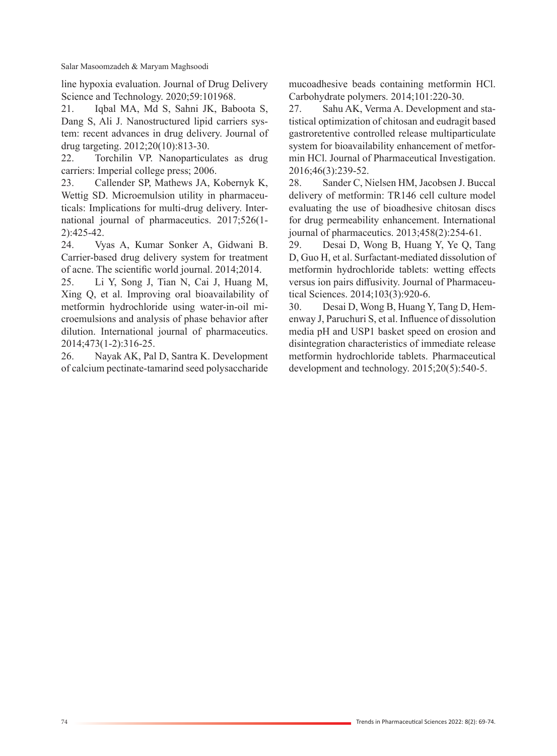line hypoxia evaluation. Journal of Drug Delivery Science and Technology. 2020;59:101968.

21. Iqbal MA, Md S, Sahni JK, Baboota S, Dang S, Ali J. Nanostructured lipid carriers system: recent advances in drug delivery. Journal of drug targeting. 2012;20(10):813-30.

22. Torchilin VP. Nanoparticulates as drug carriers: Imperial college press; 2006.

23. Callender SP, Mathews JA, Kobernyk K, Wettig SD. Microemulsion utility in pharmaceuticals: Implications for multi-drug delivery. International journal of pharmaceutics. 2017;526(1-2):425-42.

24. Vyas A, Kumar Sonker A, Gidwani B. Carrier-based drug delivery system for treatment of acne. The scientific world journal. 2014;2014.

25. Li Y, Song J, Tian N, Cai J, Huang M, Xing Q, et al. Improving oral bioavailability of metformin hydrochloride using water-in-oil microemulsions and analysis of phase behavior after dilution. International journal of pharmaceutics. 2014;473(1-2):316-25.

26. Nayak AK, Pal D, Santra K. Development of calcium pectinate-tamarind seed polysaccharide mucoadhesive beads containing metformin HCl. Carbohydrate polymers. 2014;101:220-30.

27. Sahu AK, Verma A. Development and statistical optimization of chitosan and eudragit based gastroretentive controlled release multiparticulate system for bioavailability enhancement of metformin HCl. Journal of Pharmaceutical Investigation. 2016;46(3):239-52.

28. Sander C, Nielsen HM, Jacobsen J. Buccal delivery of metformin: TR146 cell culture model evaluating the use of bioadhesive chitosan discs for drug permeability enhancement. International journal of pharmaceutics. 2013;458(2):254-61.

29. Desai D, Wong B, Huang Y, Ye Q, Tang D, Guo H, et al. Surfactant-mediated dissolution of metformin hydrochloride tablets: wetting effects versus ion pairs diffusivity. Journal of Pharmaceutical Sciences. 2014;103(3):920-6.

30. Desai D, Wong B, Huang Y, Tang D, Hemenway J, Paruchuri S, et al. Influence of dissolution media pH and USP1 basket speed on erosion and disintegration characteristics of immediate release metformin hydrochloride tablets. Pharmaceutical development and technology. 2015;20(5):540-5.